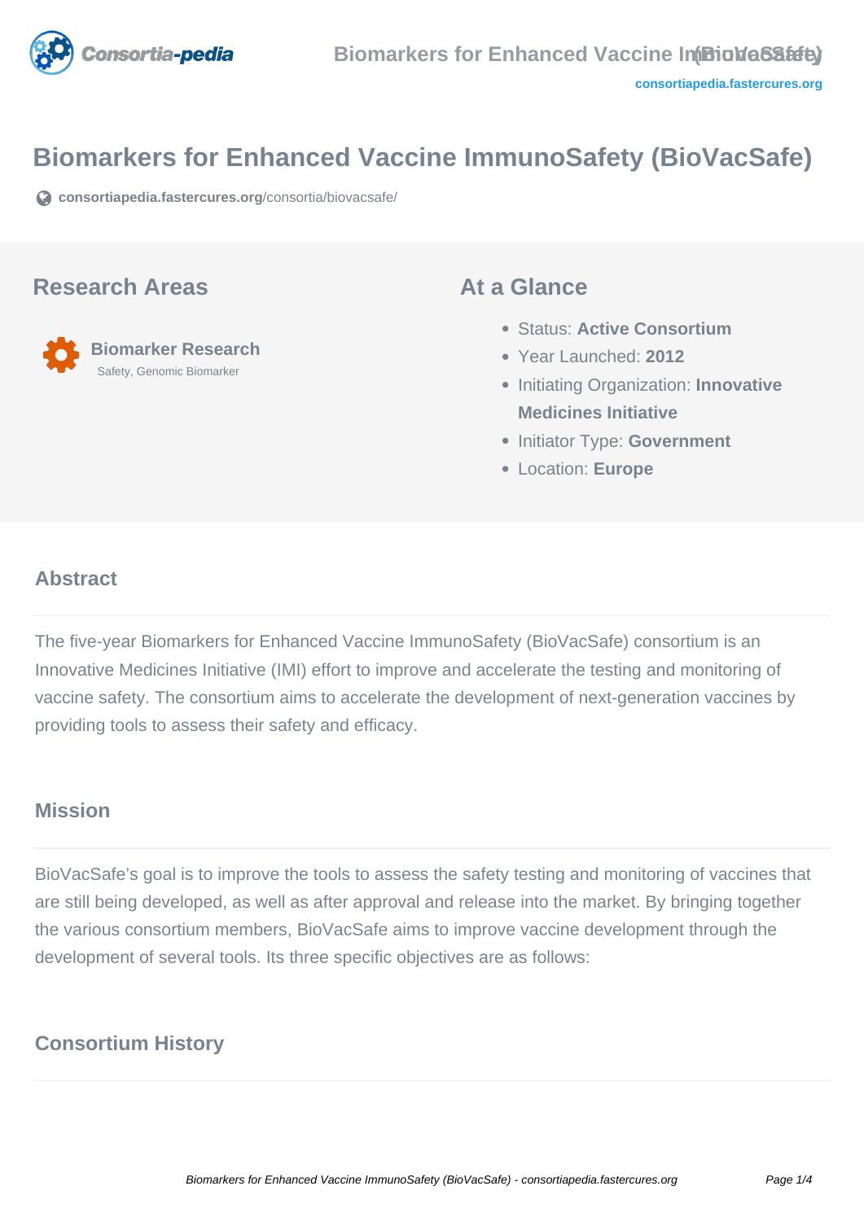# Biomarkers for Enhanced Vaccine ImmunoSafety (BioVacSafe)

consortiapedia.fastercures.org/consortia/biovacsafe/

## Research Areas

**Biomarker Research**
Safety, Genomic Biomarker

## At a Glance

- Status: **Active Consortium**
- Year Launched: **2012**
- Initiating Organization: **Innovative Medicines Initiative**
- Initiator Type: **Government**
- Location: **Europe**

## Abstract

The five-year Biomarkers for Enhanced Vaccine ImmunoSafety (BioVacSafe) consortium is an Innovative Medicines Initiative (IMI) effort to improve and accelerate the testing and monitoring of vaccine safety. The consortium aims to accelerate the development of next-generation vaccines by providing tools to assess their safety and efficacy.

## Mission

BioVacSafe's goal is to improve the tools to assess the safety testing and monitoring of vaccines that are still being developed, as well as after approval and release into the market. By bringing together the various consortium members, BioVacSafe aims to improve vaccine development through the development of several tools. Its three specific objectives are as follows:

## Consortium History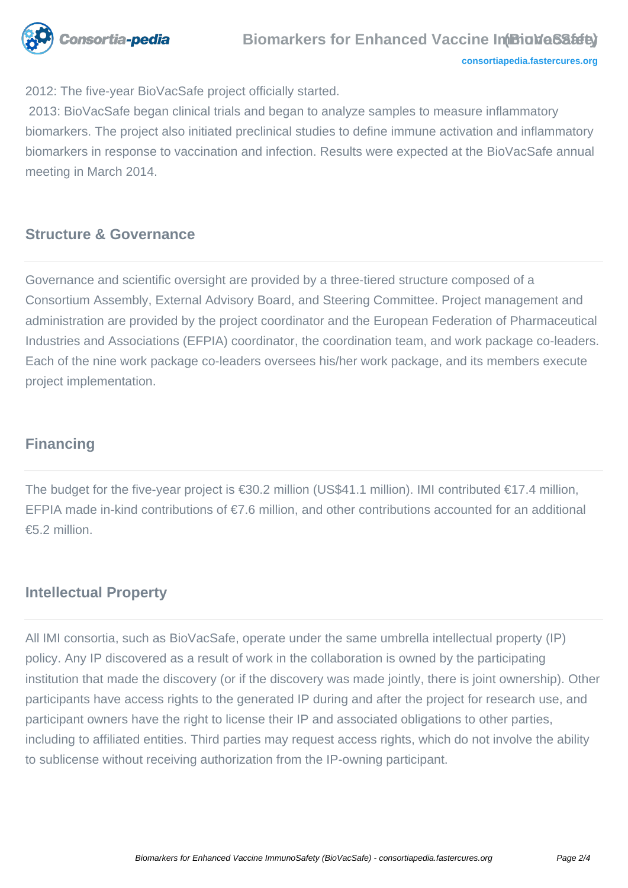2012: The five-year BioVacSafe project officially started.

2013: BioVacSafe began clinical trials and began to analyze samples to measure inflammatory biomarkers. The project also initiated preclinical studies to define immune activation and inflammatory biomarkers in response to vaccination and infection. Results were expected at the BioVacSafe annual meeting in March 2014.

## Structure & Governance

Governance and scientific oversight are provided by a three-tiered structure composed of a Consortium Assembly, External Advisory Board, and Steering Committee. Project management and administration are provided by the project coordinator and the European Federation of Pharmaceutical Industries and Associations (EFPIA) coordinator, the coordination team, and work package co-leaders. Each of the nine work package co-leaders oversees his/her work package, and its members execute project implementation.

## Financing

The budget for the five-year project is €30.2 million (US$41.1 million). IMI contributed €17.4 million, EFPIA made in-kind contributions of €7.6 million, and other contributions accounted for an additional €5.2 million.

## Intellectual Property

All IMI consortia, such as BioVacSafe, operate under the same umbrella intellectual property (IP) policy. Any IP discovered as a result of work in the collaboration is owned by the participating institution that made the discovery (or if the discovery was made jointly, there is joint ownership). Other participants have access rights to the generated IP during and after the project for research use, and participant owners have the right to license their IP and associated obligations to other parties, including to affiliated entities. Third parties may request access rights, which do not involve the ability to sublicense without receiving authorization from the IP-owning participant.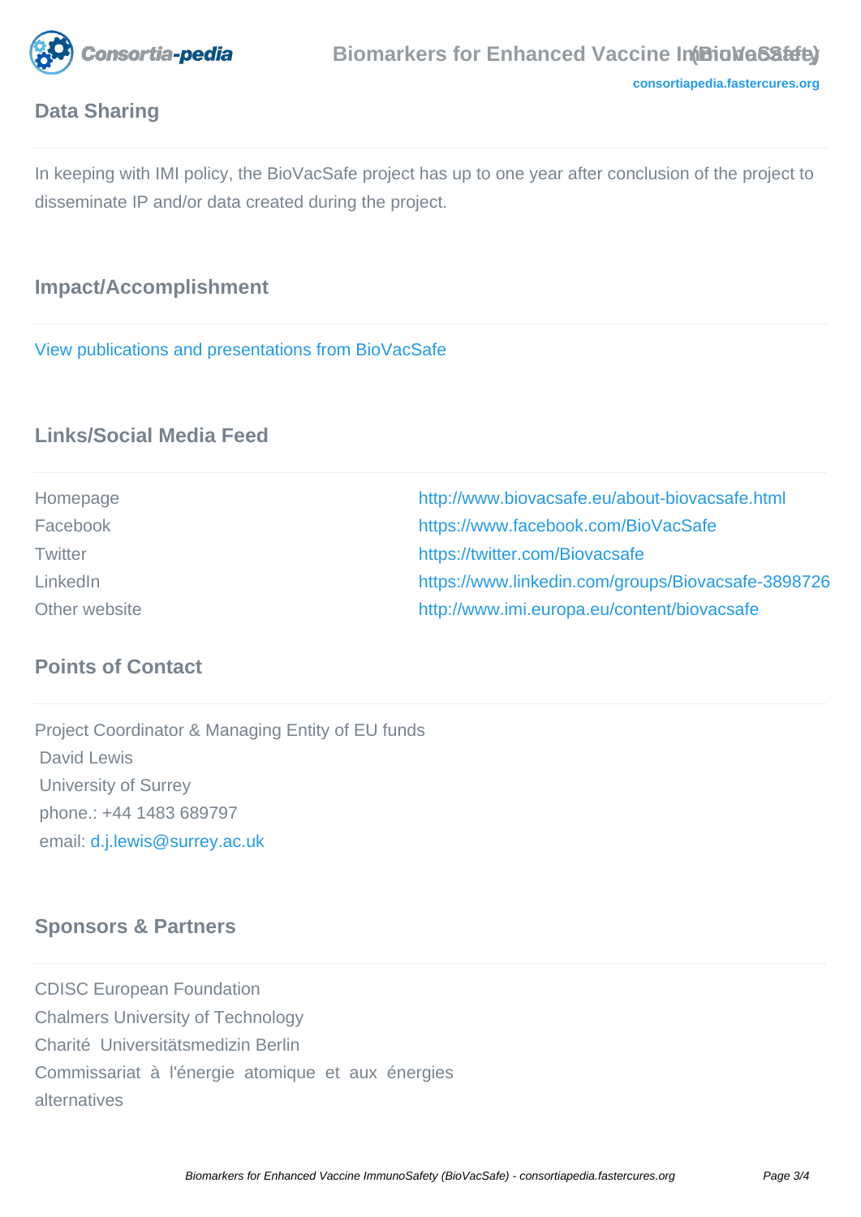## Data Sharing

In keeping with IMI policy, the BioVacSafe project has up to one year after conclusion of the project to disseminate IP and/or data created during the project.

## Impact/Accomplishment

View publications and presentations from BioVacSafe

## Links/Social Media Feed

| | |
|---|---|
| Homepage | http://www.biovacsafe.eu/about-biovacsafe.html |
| Facebook | https://www.facebook.com/BioVacSafe |
| Twitter | https://twitter.com/Biovacsafe |
| LinkedIn | https://www.linkedin.com/groups/Biovacsafe-3898726 |
| Other website | http://www.imi.europa.eu/content/biovacsafe |

## Points of Contact

Project Coordinator & Managing Entity of EU funds
David Lewis
University of Surrey
phone.: +44 1483 689797
email: d.j.lewis@surrey.ac.uk

## Sponsors & Partners

CDISC European Foundation
Chalmers University of Technology
Charité Universitätsmedizin Berlin
Commissariat à l'énergie atomique et aux énergies alternatives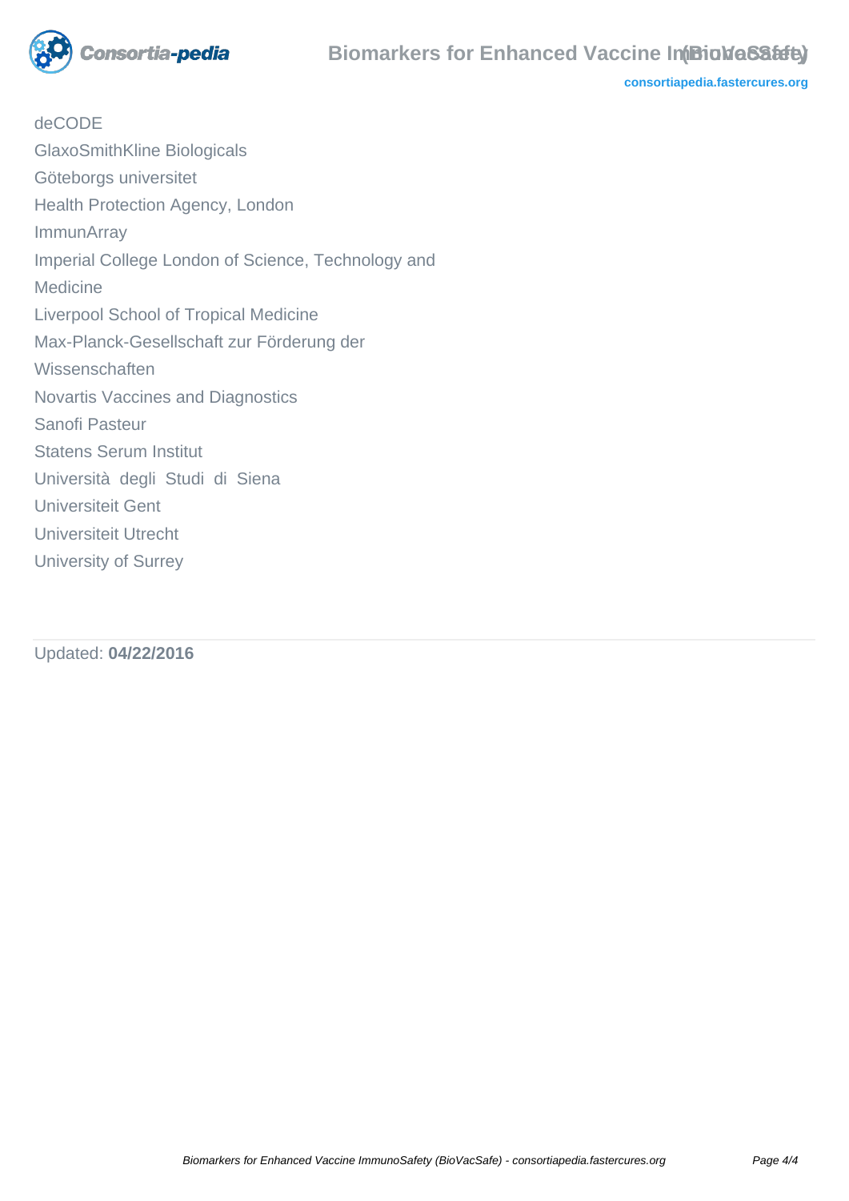deCODE
GlaxoSmithKline Biologicals
Göteborgs universitet
Health Protection Agency, London
ImmunArray
Imperial College London of Science, Technology and Medicine
Liverpool School of Tropical Medicine
Max-Planck-Gesellschaft zur Förderung der Wissenschaften
Novartis Vaccines and Diagnostics
Sanofi Pasteur
Statens Serum Institut
Università degli Studi di Siena
Universiteit Gent
Universiteit Utrecht
University of Surrey

Updated: **04/22/2016**